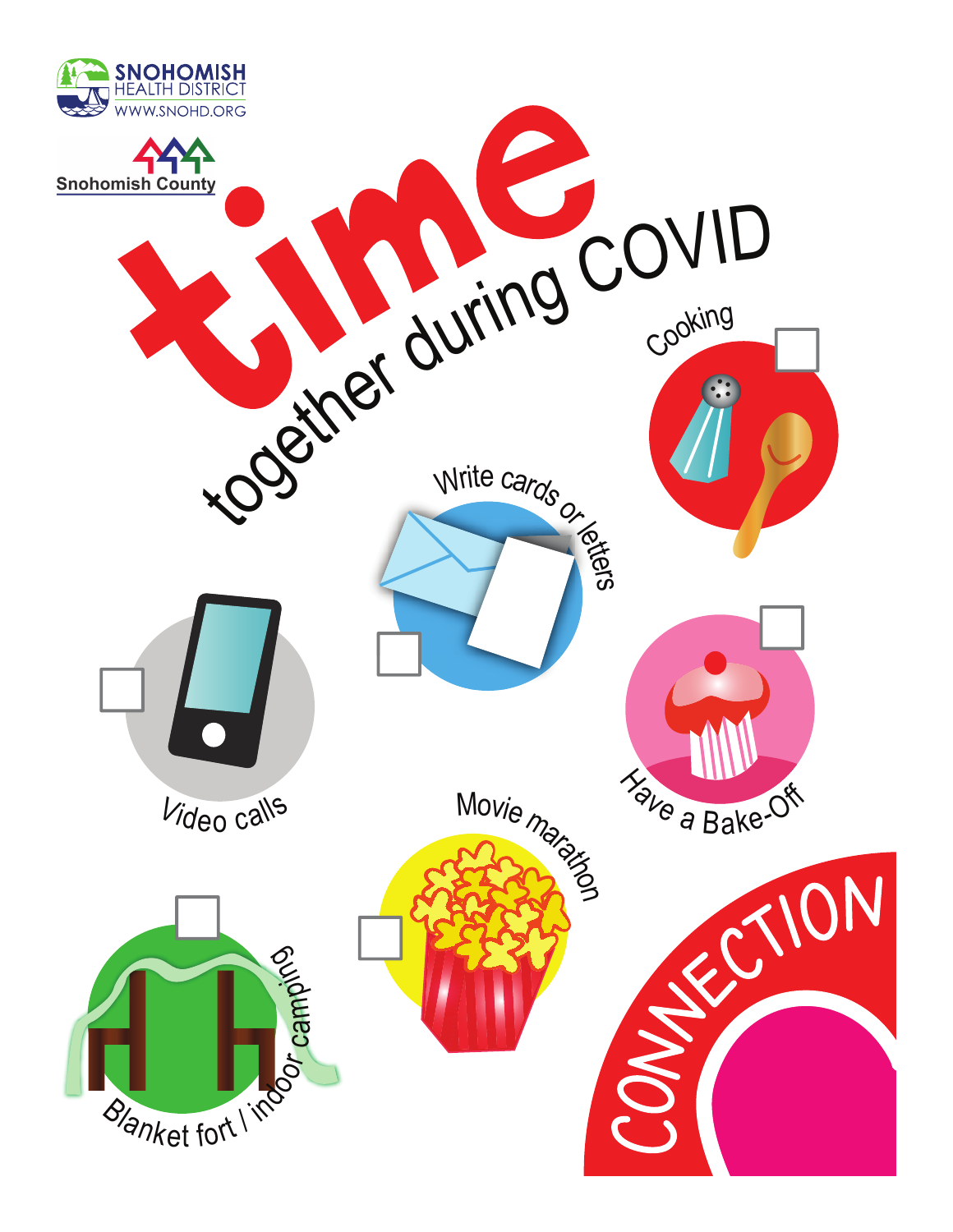SNOHOMISH HEALTH DISTRICT
WWW.SNOHD.ORG

Snohomish County

# time together during COVID

- [ ] Cooking
- [ ] Write cards or letters
- [ ] Video calls
- [ ] Have a Bake-Off
- [ ] Movie marathon
- [ ] Blanket fort / indoor camping

CONNECTION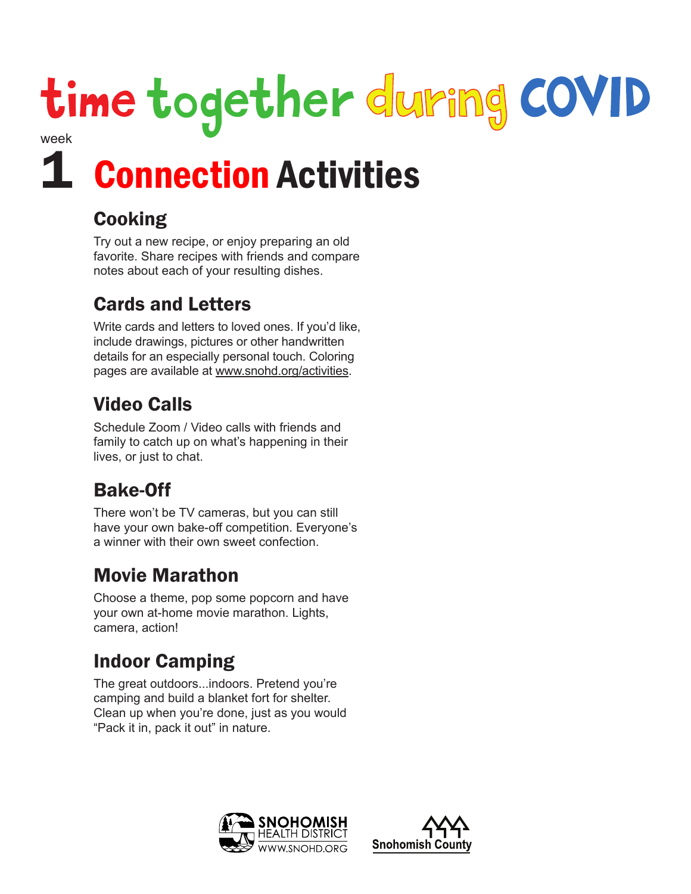# time together during COVID

week

## 1 Connection Activities

### Cooking

Try out a new recipe, or enjoy preparing an old favorite. Share recipes with friends and compare notes about each of your resulting dishes.

### Cards and Letters

Write cards and letters to loved ones. If you'd like, include drawings, pictures or other handwritten details for an especially personal touch. Coloring pages are available at www.snohd.org/activities.

### Video Calls

Schedule Zoom / Video calls with friends and family to catch up on what's happening in their lives, or just to chat.

### Bake-Off

There won't be TV cameras, but you can still have your own bake-off competition. Everyone's a winner with their own sweet confection.

### Movie Marathon

Choose a theme, pop some popcorn and have your own at-home movie marathon. Lights, camera, action!

### Indoor Camping

The great outdoors...indoors. Pretend you're camping and build a blanket fort for shelter. Clean up when you're done, just as you would "Pack it in, pack it out" in nature.

SNOHOMISH HEALTH DISTRICT
WWW.SNOHD.ORG

Snohomish County